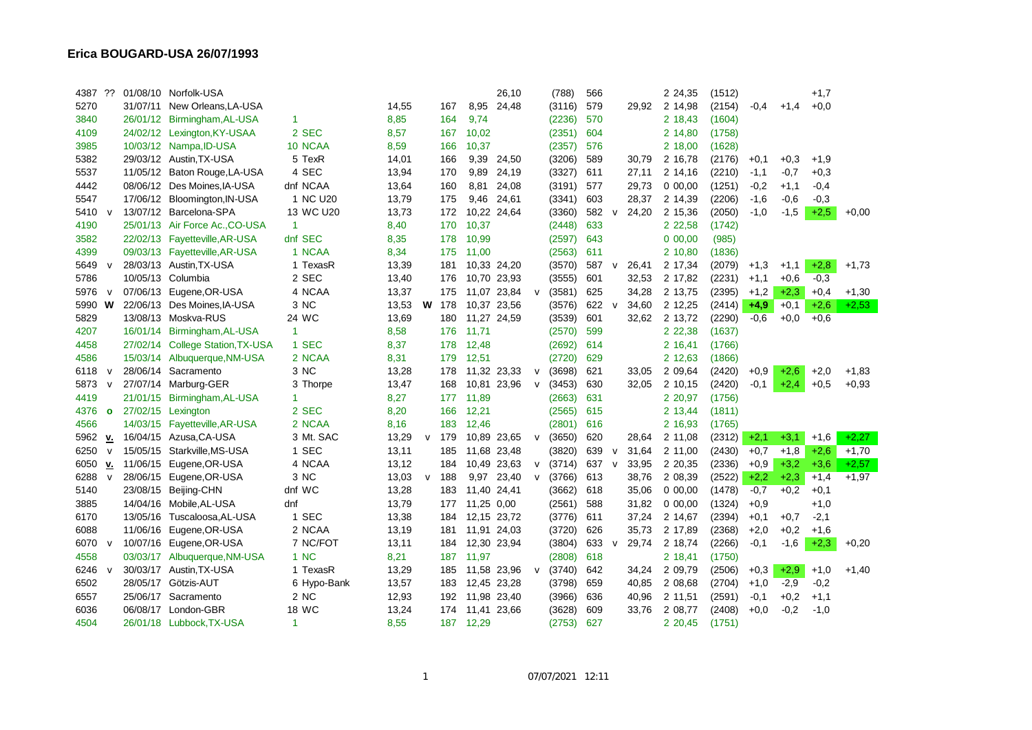## Erica BOUGARD-USA 26/07/1993

| | | | | | | | | | | | | | | | | | | | | |
|---|---|---|---|---|---|---|---|---|---|---|---|---|---|---|---|---|---|---|---|---|
| 4387 | ?? | 01/08/10 | Norfolk-USA | | | | | | 26,10 | | (788) | 566 | | | 2 24,35 | (1512) | | | +1,7 | |
| 5270 | | 31/07/11 | New Orleans,LA-USA | | 14,55 | | 167 | 8,95 | 24,48 | | (3116) | 579 | | 29,92 | 2 14,98 | (2154) | -0,4 | +1,4 | +0,0 | |
| 3840 | | 26/01/12 | Birmingham,AL-USA | 1 | 8,85 | | 164 | 9,74 | | | (2236) | 570 | | | 2 18,43 | (1604) | | | | |
| 4109 | | 24/02/12 | Lexington,KY-USAA | 2 SEC | 8,57 | | 167 | 10,02 | | | (2351) | 604 | | | 2 14,80 | (1758) | | | | |
| 3985 | | 10/03/12 | Nampa,ID-USA | 10 NCAA | 8,59 | | 166 | 10,37 | | | (2357) | 576 | | | 2 18,00 | (1628) | | | | |
| 5382 | | 29/03/12 | Austin,TX-USA | 5 TexR | 14,01 | | 166 | 9,39 | 24,50 | | (3206) | 589 | | 30,79 | 2 16,78 | (2176) | +0,1 | +0,3 | +1,9 | |
| 5537 | | 11/05/12 | Baton Rouge,LA-USA | 4 SEC | 13,94 | | 170 | 9,89 | 24,19 | | (3327) | 611 | | 27,11 | 2 14,16 | (2210) | -1,1 | -0,7 | +0,3 | |
| 4442 | | 08/06/12 | Des Moines,IA-USA | dnf NCAA | 13,64 | | 160 | 8,81 | 24,08 | | (3191) | 577 | | 29,73 | 0 00,00 | (1251) | -0,2 | +1,1 | -0,4 | |
| 5547 | | 17/06/12 | Bloomington,IN-USA | 1 NC U20 | 13,79 | | 175 | 9,46 | 24,61 | | (3341) | 603 | | 28,37 | 2 14,39 | (2206) | -1,6 | -0,6 | -0,3 | |
| 5410 | v | 13/07/12 | Barcelona-SPA | 13 WC U20 | 13,73 | | 172 | 10,22 | 24,64 | | (3360) | 582 | v | 24,20 | 2 15,36 | (2050) | -1,0 | -1,5 | +2,5 | +0,00 |
| 4190 | | 25/01/13 | Air Force Ac.,CO-USA | 1 | 8,40 | | 170 | 10,37 | | | (2448) | 633 | | | 2 22,58 | (1742) | | | | |
| 3582 | | 22/02/13 | Fayetteville,AR-USA | dnf SEC | 8,35 | | 178 | 10,99 | | | (2597) | 643 | | | 0 00,00 | (985) | | | | |
| 4399 | | 09/03/13 | Fayetteville,AR-USA | 1 NCAA | 8,34 | | 175 | 11,00 | | | (2563) | 611 | | | 2 10,80 | (1836) | | | | |
| 5649 | v | 28/03/13 | Austin,TX-USA | 1 TexasR | 13,39 | | 181 | 10,33 | 24,20 | | (3570) | 587 | v | 26,41 | 2 17,34 | (2079) | +1,3 | +1,1 | +2,8 | +1,73 |
| 5786 | | 10/05/13 | Columbia | 2 SEC | 13,40 | | 176 | 10,70 | 23,93 | | (3555) | 601 | | 32,53 | 2 17,82 | (2231) | +1,1 | +0,6 | -0,3 | |
| 5976 | v | 07/06/13 | Eugene,OR-USA | 4 NCAA | 13,37 | | 175 | 11,07 | 23,84 | v | (3581) | 625 | | 34,28 | 2 13,75 | (2395) | +1,2 | +2,3 | +0,4 | +1,30 |
| 5990 | **W** | 22/06/13 | Des Moines,IA-USA | 3 NC | 13,53 | **W** | 178 | 10,37 | 23,56 | | (3576) | 622 | v | 34,60 | 2 12,25 | (2414) | **+4,9** | +0,1 | +2,6 | +2,53 |
| 5829 | | 13/08/13 | Moskva-RUS | 24 WC | 13,69 | | 180 | 11,27 | 24,59 | | (3539) | 601 | | 32,62 | 2 13,72 | (2290) | -0,6 | +0,0 | +0,6 | |
| 4207 | | 16/01/14 | Birmingham,AL-USA | 1 | 8,58 | | 176 | 11,71 | | | (2570) | 599 | | | 2 22,38 | (1637) | | | | |
| 4458 | | 27/02/14 | College Station,TX-USA | 1 SEC | 8,37 | | 178 | 12,48 | | | (2692) | 614 | | | 2 16,41 | (1766) | | | | |
| 4586 | | 15/03/14 | Albuquerque,NM-USA | 2 NCAA | 8,31 | | 179 | 12,51 | | | (2720) | 629 | | | 2 12,63 | (1866) | | | | |
| 6118 | v | 28/06/14 | Sacramento | 3 NC | 13,28 | | 178 | 11,32 | 23,33 | v | (3698) | 621 | | 33,05 | 2 09,64 | (2420) | +0,9 | +2,6 | +2,0 | +1,83 |
| 5873 | v | 27/07/14 | Marburg-GER | 3 Thorpe | 13,47 | | 168 | 10,81 | 23,96 | v | (3453) | 630 | | 32,05 | 2 10,15 | (2420) | -0,1 | +2,4 | +0,5 | +0,93 |
| 4419 | | 21/01/15 | Birmingham,AL-USA | 1 | 8,27 | | 177 | 11,89 | | | (2663) | 631 | | | 2 20,97 | (1756) | | | | |
| 4376 | **o** | 27/02/15 | Lexington | 2 SEC | 8,20 | | 166 | 12,21 | | | (2565) | 615 | | | 2 13,44 | (1811) | | | | |
| 4566 | | 14/03/15 | Fayetteville,AR-USA | 2 NCAA | 8,16 | | 183 | 12,46 | | | (2801) | 616 | | | 2 16,93 | (1765) | | | | |
| 5962 | **v.** | 16/04/15 | Azusa,CA-USA | 3 Mt. SAC | 13,29 | v | 179 | 10,89 | 23,65 | v | (3650) | 620 | | 28,64 | 2 11,08 | (2312) | +2,1 | +3,1 | +1,6 | +2,27 |
| 6250 | v | 15/05/15 | Starkville,MS-USA | 1 SEC | 13,11 | | 185 | 11,68 | 23,48 | | (3820) | 639 | v | 31,64 | 2 11,00 | (2430) | +0,7 | +1,8 | +2,6 | +1,70 |
| 6050 | **v.** | 11/06/15 | Eugene,OR-USA | 4 NCAA | 13,12 | | 184 | 10,49 | 23,63 | v | (3714) | 637 | v | 33,95 | 2 20,35 | (2336) | +0,9 | +3,2 | +3,6 | +2,57 |
| 6288 | v | 28/06/15 | Eugene,OR-USA | 3 NC | 13,03 | v | 188 | 9,97 | 23,40 | v | (3766) | 613 | | 38,76 | 2 08,39 | (2522) | +2,2 | +2,3 | +1,4 | +1,97 |
| 5140 | | 23/08/15 | Beijing-CHN | dnf WC | 13,28 | | 183 | 11,40 | 24,41 | | (3662) | 618 | | 35,06 | 0 00,00 | (1478) | -0,7 | +0,2 | +0,1 | |
| 3885 | | 14/04/16 | Mobile,AL-USA | dnf | 13,79 | | 177 | 11,25 | 0,00 | | (2561) | 588 | | 31,82 | 0 00,00 | (1324) | +0,9 | | +1,0 | |
| 6170 | | 13/05/16 | Tuscaloosa,AL-USA | 1 SEC | 13,38 | | 184 | 12,15 | 23,72 | | (3776) | 611 | | 37,24 | 2 14,67 | (2394) | +0,1 | +0,7 | -2,1 | |
| 6088 | | 11/06/16 | Eugene,OR-USA | 2 NCAA | 13,19 | | 181 | 11,91 | 24,03 | | (3720) | 626 | | 35,73 | 2 17,89 | (2368) | +2,0 | +0,2 | +1,6 | |
| 6070 | v | 10/07/16 | Eugene,OR-USA | 7 NC/FOT | 13,11 | | 184 | 12,30 | 23,94 | | (3804) | 633 | v | 29,74 | 2 18,74 | (2266) | -0,1 | -1,6 | +2,3 | +0,20 |
| 4558 | | 03/03/17 | Albuquerque,NM-USA | 1 NC | 8,21 | | 187 | 11,97 | | | (2808) | 618 | | | 2 18,41 | (1750) | | | | |
| 6246 | v | 30/03/17 | Austin,TX-USA | 1 TexasR | 13,29 | | 185 | 11,58 | 23,96 | v | (3740) | 642 | | 34,24 | 2 09,79 | (2506) | +0,3 | +2,9 | +1,0 | +1,40 |
| 6502 | | 28/05/17 | Götzis-AUT | 6 Hypo-Bank | 13,57 | | 183 | 12,45 | 23,28 | | (3798) | 659 | | 40,85 | 2 08,68 | (2704) | +1,0 | -2,9 | -0,2 | |
| 6557 | | 25/06/17 | Sacramento | 2 NC | 12,93 | | 192 | 11,98 | 23,40 | | (3966) | 636 | | 40,96 | 2 11,51 | (2591) | -0,1 | +0,2 | +1,1 | |
| 6036 | | 06/08/17 | London-GBR | 18 WC | 13,24 | | 174 | 11,41 | 23,66 | | (3628) | 609 | | 33,76 | 2 08,77 | (2408) | +0,0 | -0,2 | -1,0 | |
| 4504 | | 26/01/18 | Lubbock,TX-USA | 1 | 8,55 | | 187 | 12,29 | | | (2753) | 627 | | | 2 20,45 | (1751) | | | | |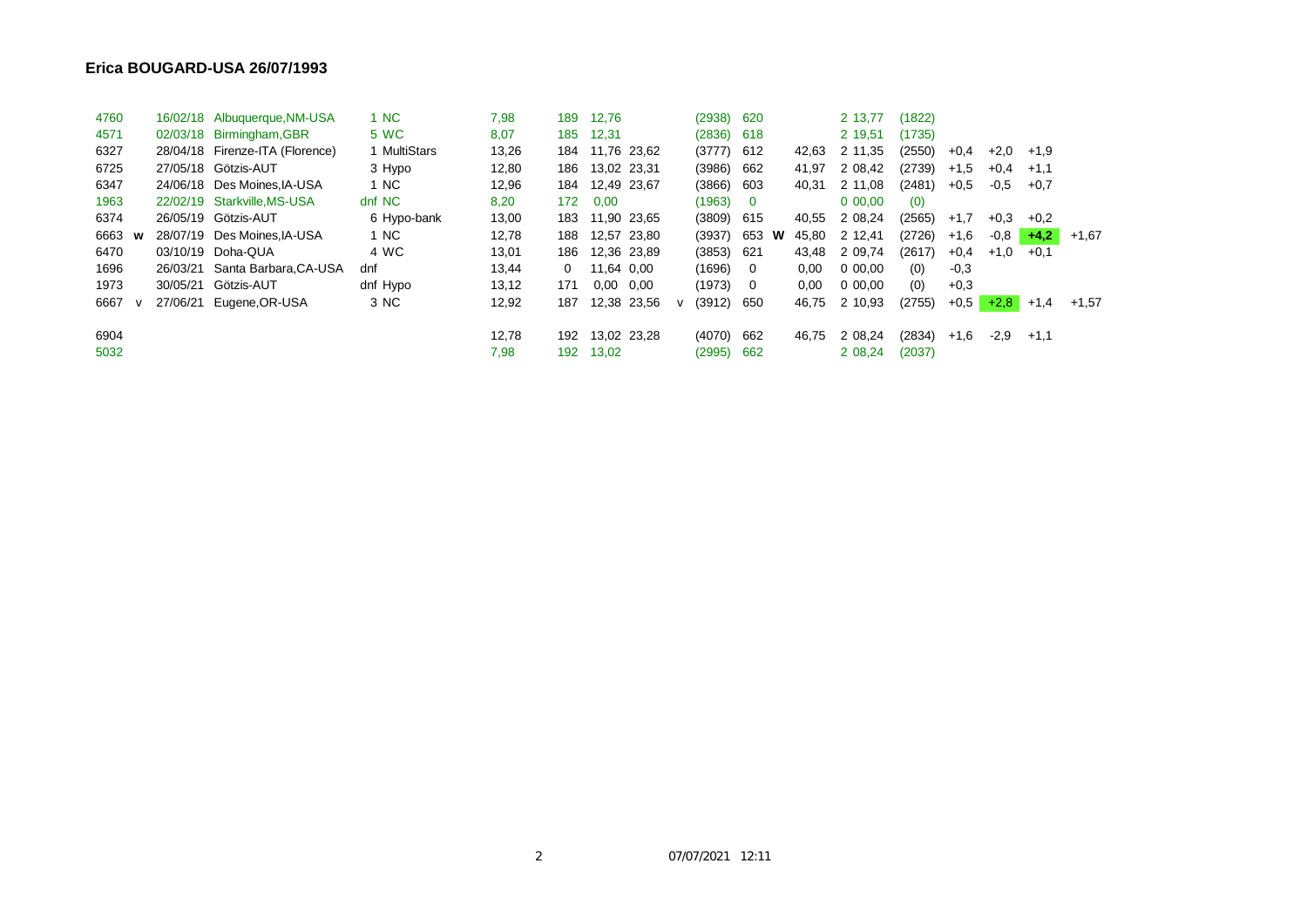**Erica BOUGARD-USA 26/07/1993**

| | | | | | | | | | | | | | | | | | | | |
|---|---|---|---|---|---|---|---|---|---|---|---|---|---|---|---|---|---|---|---|
| 4760 | | 16/02/18 | Albuquerque,NM-USA | 1 NC | 7,98 | 189 | 12,76 | | | (2938) | 620 | | | 2 13,77 | (1822) | | | | |
| 4571 | | 02/03/18 | Birmingham,GBR | 5 WC | 8,07 | 185 | 12,31 | | | (2836) | 618 | | | 2 19,51 | (1735) | | | | |
| 6327 | | 28/04/18 | Firenze-ITA (Florence) | 1 MultiStars | 13,26 | 184 | 11,76 | 23,62 | | (3777) | 612 | | 42,63 | 2 11,35 | (2550) | +0,4 | +2,0 | +1,9 | |
| 6725 | | 27/05/18 | Götzis-AUT | 3 Hypo | 12,80 | 186 | 13,02 | 23,31 | | (3986) | 662 | | 41,97 | 2 08,42 | (2739) | +1,5 | +0,4 | +1,1 | |
| 6347 | | 24/06/18 | Des Moines,IA-USA | 1 NC | 12,96 | 184 | 12,49 | 23,67 | | (3866) | 603 | | 40,31 | 2 11,08 | (2481) | +0,5 | -0,5 | +0,7 | |
| 1963 | | 22/02/19 | Starkville,MS-USA | dnf NC | 8,20 | 172 | 0,00 | | | (1963) | 0 | | | 0 00,00 | (0) | | | | |
| 6374 | | 26/05/19 | Götzis-AUT | 6 Hypo-bank | 13,00 | 183 | 11,90 | 23,65 | | (3809) | 615 | | 40,55 | 2 08,24 | (2565) | +1,7 | +0,3 | +0,2 | |
| 6663 | w | 28/07/19 | Des Moines,IA-USA | 1 NC | 12,78 | 188 | 12,57 | 23,80 | | (3937) | 653 | W | 45,80 | 2 12,41 | (2726) | +1,6 | -0,8 | +4,2 | +1,67 |
| 6470 | | 03/10/19 | Doha-QUA | 4 WC | 13,01 | 186 | 12,36 | 23,89 | | (3853) | 621 | | 43,48 | 2 09,74 | (2617) | +0,4 | +1,0 | +0,1 | |
| 1696 | | 26/03/21 | Santa Barbara,CA-USA | dnf | 13,44 | 0 | 11,64 | 0,00 | | (1696) | 0 | | 0,00 | 0 00,00 | (0) | -0,3 | | | |
| 1973 | | 30/05/21 | Götzis-AUT | dnf Hypo | 13,12 | 171 | 0,00 | 0,00 | | (1973) | 0 | | 0,00 | 0 00,00 | (0) | +0,3 | | | |
| 6667 | v | 27/06/21 | Eugene,OR-USA | 3 NC | 12,92 | 187 | 12,38 | 23,56 | v | (3912) | 650 | | 46,75 | 2 10,93 | (2755) | +0,5 | +2,8 | +1,4 | +1,57 |
| 6904 | | | | | 12,78 | 192 | 13,02 | 23,28 | | (4070) | 662 | | 46,75 | 2 08,24 | (2834) | +1,6 | -2,9 | +1,1 | |
| 5032 | | | | | 7,98 | 192 | 13,02 | | | (2995) | 662 | | | 2 08,24 | (2037) | | | | |